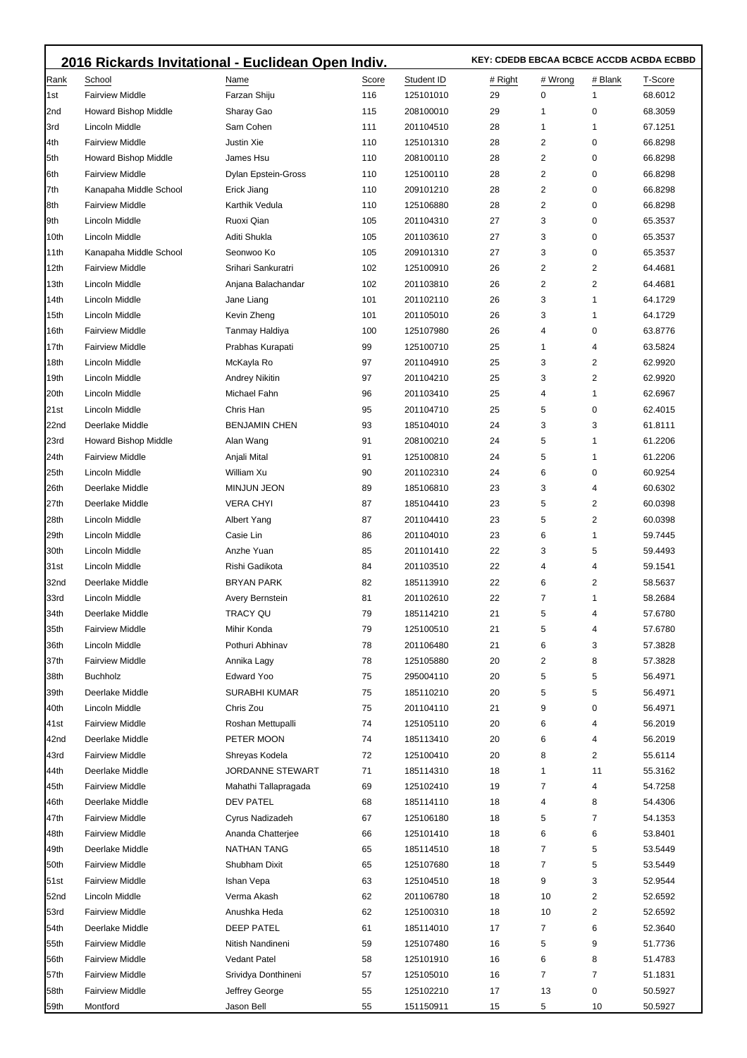## 2016 Rickards Invitational - Euclidean Open Indiv.

**KEY: CDEDB EBCAA BCBCE ACCDB ACBDA ECBBD**

| Rank | School | Name | Score | Student ID | # Right | # Wrong | # Blank | T-Score |
|---|---|---|---|---|---|---|---|---|
| 1st | Fairview Middle | Farzan Shiju | 116 | 125101010 | 29 | 0 | 1 | 68.6012 |
| 2nd | Howard Bishop Middle | Sharay Gao | 115 | 208100010 | 29 | 1 | 0 | 68.3059 |
| 3rd | Lincoln Middle | Sam Cohen | 111 | 201104510 | 28 | 1 | 1 | 67.1251 |
| 4th | Fairview Middle | Justin Xie | 110 | 125101310 | 28 | 2 | 0 | 66.8298 |
| 5th | Howard Bishop Middle | James Hsu | 110 | 208100110 | 28 | 2 | 0 | 66.8298 |
| 6th | Fairview Middle | Dylan Epstein-Gross | 110 | 125100110 | 28 | 2 | 0 | 66.8298 |
| 7th | Kanapaha Middle School | Erick Jiang | 110 | 209101210 | 28 | 2 | 0 | 66.8298 |
| 8th | Fairview Middle | Karthik Vedula | 110 | 125106880 | 28 | 2 | 0 | 66.8298 |
| 9th | Lincoln Middle | Ruoxi Qian | 105 | 201104310 | 27 | 3 | 0 | 65.3537 |
| 10th | Lincoln Middle | Aditi Shukla | 105 | 201103610 | 27 | 3 | 0 | 65.3537 |
| 11th | Kanapaha Middle School | Seonwoo Ko | 105 | 209101310 | 27 | 3 | 0 | 65.3537 |
| 12th | Fairview Middle | Srihari Sankuratri | 102 | 125100910 | 26 | 2 | 2 | 64.4681 |
| 13th | Lincoln Middle | Anjana Balachandar | 102 | 201103810 | 26 | 2 | 2 | 64.4681 |
| 14th | Lincoln Middle | Jane Liang | 101 | 201102110 | 26 | 3 | 1 | 64.1729 |
| 15th | Lincoln Middle | Kevin Zheng | 101 | 201105010 | 26 | 3 | 1 | 64.1729 |
| 16th | Fairview Middle | Tanmay Haldiya | 100 | 125107980 | 26 | 4 | 0 | 63.8776 |
| 17th | Fairview Middle | Prabhas Kurapati | 99 | 125100710 | 25 | 1 | 4 | 63.5824 |
| 18th | Lincoln Middle | McKayla Ro | 97 | 201104910 | 25 | 3 | 2 | 62.9920 |
| 19th | Lincoln Middle | Andrey Nikitin | 97 | 201104210 | 25 | 3 | 2 | 62.9920 |
| 20th | Lincoln Middle | Michael Fahn | 96 | 201103410 | 25 | 4 | 1 | 62.6967 |
| 21st | Lincoln Middle | Chris Han | 95 | 201104710 | 25 | 5 | 0 | 62.4015 |
| 22nd | Deerlake Middle | BENJAMIN CHEN | 93 | 185104010 | 24 | 3 | 3 | 61.8111 |
| 23rd | Howard Bishop Middle | Alan Wang | 91 | 208100210 | 24 | 5 | 1 | 61.2206 |
| 24th | Fairview Middle | Anjali Mital | 91 | 125100810 | 24 | 5 | 1 | 61.2206 |
| 25th | Lincoln Middle | William Xu | 90 | 201102310 | 24 | 6 | 0 | 60.9254 |
| 26th | Deerlake Middle | MINJUN JEON | 89 | 185106810 | 23 | 3 | 4 | 60.6302 |
| 27th | Deerlake Middle | VERA CHYI | 87 | 185104410 | 23 | 5 | 2 | 60.0398 |
| 28th | Lincoln Middle | Albert Yang | 87 | 201104410 | 23 | 5 | 2 | 60.0398 |
| 29th | Lincoln Middle | Casie Lin | 86 | 201104010 | 23 | 6 | 1 | 59.7445 |
| 30th | Lincoln Middle | Anzhe Yuan | 85 | 201101410 | 22 | 3 | 5 | 59.4493 |
| 31st | Lincoln Middle | Rishi Gadikota | 84 | 201103510 | 22 | 4 | 4 | 59.1541 |
| 32nd | Deerlake Middle | BRYAN PARK | 82 | 185113910 | 22 | 6 | 2 | 58.5637 |
| 33rd | Lincoln Middle | Avery Bernstein | 81 | 201102610 | 22 | 7 | 1 | 58.2684 |
| 34th | Deerlake Middle | TRACY QU | 79 | 185114210 | 21 | 5 | 4 | 57.6780 |
| 35th | Fairview Middle | Mihir Konda | 79 | 125100510 | 21 | 5 | 4 | 57.6780 |
| 36th | Lincoln Middle | Pothuri Abhinav | 78 | 201106480 | 21 | 6 | 3 | 57.3828 |
| 37th | Fairview Middle | Annika Lagy | 78 | 125105880 | 20 | 2 | 8 | 57.3828 |
| 38th | Buchholz | Edward Yoo | 75 | 295004110 | 20 | 5 | 5 | 56.4971 |
| 39th | Deerlake Middle | SURABHI KUMAR | 75 | 185110210 | 20 | 5 | 5 | 56.4971 |
| 40th | Lincoln Middle | Chris Zou | 75 | 201104110 | 21 | 9 | 0 | 56.4971 |
| 41st | Fairview Middle | Roshan Mettupalli | 74 | 125105110 | 20 | 6 | 4 | 56.2019 |
| 42nd | Deerlake Middle | PETER MOON | 74 | 185113410 | 20 | 6 | 4 | 56.2019 |
| 43rd | Fairview Middle | Shreyas Kodela | 72 | 125100410 | 20 | 8 | 2 | 55.6114 |
| 44th | Deerlake Middle | JORDANNE STEWART | 71 | 185114310 | 18 | 1 | 11 | 55.3162 |
| 45th | Fairview Middle | Mahathi Tallapragada | 69 | 125102410 | 19 | 7 | 4 | 54.7258 |
| 46th | Deerlake Middle | DEV PATEL | 68 | 185114110 | 18 | 4 | 8 | 54.4306 |
| 47th | Fairview Middle | Cyrus Nadizadeh | 67 | 125106180 | 18 | 5 | 7 | 54.1353 |
| 48th | Fairview Middle | Ananda Chatterjee | 66 | 125101410 | 18 | 6 | 6 | 53.8401 |
| 49th | Deerlake Middle | NATHAN TANG | 65 | 185114510 | 18 | 7 | 5 | 53.5449 |
| 50th | Fairview Middle | Shubham Dixit | 65 | 125107680 | 18 | 7 | 5 | 53.5449 |
| 51st | Fairview Middle | Ishan Vepa | 63 | 125104510 | 18 | 9 | 3 | 52.9544 |
| 52nd | Lincoln Middle | Verma Akash | 62 | 201106780 | 18 | 10 | 2 | 52.6592 |
| 53rd | Fairview Middle | Anushka Heda | 62 | 125100310 | 18 | 10 | 2 | 52.6592 |
| 54th | Deerlake Middle | DEEP PATEL | 61 | 185114010 | 17 | 7 | 6 | 52.3640 |
| 55th | Fairview Middle | Nitish Nandineni | 59 | 125107480 | 16 | 5 | 9 | 51.7736 |
| 56th | Fairview Middle | Vedant Patel | 58 | 125101910 | 16 | 6 | 8 | 51.4783 |
| 57th | Fairview Middle | Srividya Donthineni | 57 | 125105010 | 16 | 7 | 7 | 51.1831 |
| 58th | Fairview Middle | Jeffrey George | 55 | 125102210 | 17 | 13 | 0 | 50.5927 |
| 59th | Montford | Jason Bell | 55 | 151150911 | 15 | 5 | 10 | 50.5927 |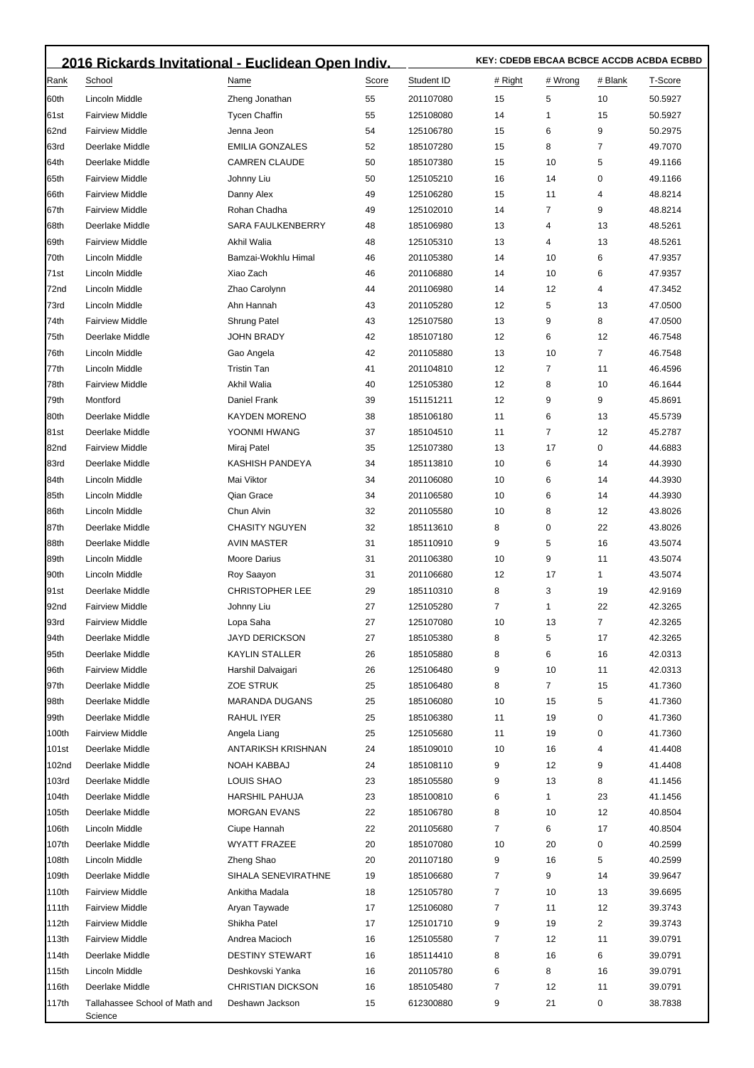## 2016 Rickards Invitational - Euclidean Open Indiv.

**KEY: CDEDB EBCAA BCBCE ACCDB ACBDA ECBBD**

| Rank | School | Name | Score | Student ID | # Right | # Wrong | # Blank | T-Score |
|---|---|---|---|---|---|---|---|---|
| 60th | Lincoln Middle | Zheng Jonathan | 55 | 201107080 | 15 | 5 | 10 | 50.5927 |
| 61st | Fairview Middle | Tycen Chaffin | 55 | 125108080 | 14 | 1 | 15 | 50.5927 |
| 62nd | Fairview Middle | Jenna Jeon | 54 | 125106780 | 15 | 6 | 9 | 50.2975 |
| 63rd | Deerlake Middle | EMILIA GONZALES | 52 | 185107280 | 15 | 8 | 7 | 49.7070 |
| 64th | Deerlake Middle | CAMREN CLAUDE | 50 | 185107380 | 15 | 10 | 5 | 49.1166 |
| 65th | Fairview Middle | Johnny Liu | 50 | 125105210 | 16 | 14 | 0 | 49.1166 |
| 66th | Fairview Middle | Danny Alex | 49 | 125106280 | 15 | 11 | 4 | 48.8214 |
| 67th | Fairview Middle | Rohan Chadha | 49 | 125102010 | 14 | 7 | 9 | 48.8214 |
| 68th | Deerlake Middle | SARA FAULKENBERRY | 48 | 185106980 | 13 | 4 | 13 | 48.5261 |
| 69th | Fairview Middle | Akhil Walia | 48 | 125105310 | 13 | 4 | 13 | 48.5261 |
| 70th | Lincoln Middle | Bamzai-Wokhlu Himal | 46 | 201105380 | 14 | 10 | 6 | 47.9357 |
| 71st | Lincoln Middle | Xiao Zach | 46 | 201106880 | 14 | 10 | 6 | 47.9357 |
| 72nd | Lincoln Middle | Zhao Carolynn | 44 | 201106980 | 14 | 12 | 4 | 47.3452 |
| 73rd | Lincoln Middle | Ahn Hannah | 43 | 201105280 | 12 | 5 | 13 | 47.0500 |
| 74th | Fairview Middle | Shrung Patel | 43 | 125107580 | 13 | 9 | 8 | 47.0500 |
| 75th | Deerlake Middle | JOHN BRADY | 42 | 185107180 | 12 | 6 | 12 | 46.7548 |
| 76th | Lincoln Middle | Gao Angela | 42 | 201105880 | 13 | 10 | 7 | 46.7548 |
| 77th | Lincoln Middle | Tristin Tan | 41 | 201104810 | 12 | 7 | 11 | 46.4596 |
| 78th | Fairview Middle | Akhil Walia | 40 | 125105380 | 12 | 8 | 10 | 46.1644 |
| 79th | Montford | Daniel Frank | 39 | 151151211 | 12 | 9 | 9 | 45.8691 |
| 80th | Deerlake Middle | KAYDEN MORENO | 38 | 185106180 | 11 | 6 | 13 | 45.5739 |
| 81st | Deerlake Middle | YOONMI HWANG | 37 | 185104510 | 11 | 7 | 12 | 45.2787 |
| 82nd | Fairview Middle | Miraj Patel | 35 | 125107380 | 13 | 17 | 0 | 44.6883 |
| 83rd | Deerlake Middle | KASHISH PANDEYA | 34 | 185113810 | 10 | 6 | 14 | 44.3930 |
| 84th | Lincoln Middle | Mai Viktor | 34 | 201106080 | 10 | 6 | 14 | 44.3930 |
| 85th | Lincoln Middle | Qian Grace | 34 | 201106580 | 10 | 6 | 14 | 44.3930 |
| 86th | Lincoln Middle | Chun Alvin | 32 | 201105580 | 10 | 8 | 12 | 43.8026 |
| 87th | Deerlake Middle | CHASITY NGUYEN | 32 | 185113610 | 8 | 0 | 22 | 43.8026 |
| 88th | Deerlake Middle | AVIN MASTER | 31 | 185110910 | 9 | 5 | 16 | 43.5074 |
| 89th | Lincoln Middle | Moore Darius | 31 | 201106380 | 10 | 9 | 11 | 43.5074 |
| 90th | Lincoln Middle | Roy Saayon | 31 | 201106680 | 12 | 17 | 1 | 43.5074 |
| 91st | Deerlake Middle | CHRISTOPHER LEE | 29 | 185110310 | 8 | 3 | 19 | 42.9169 |
| 92nd | Fairview Middle | Johnny Liu | 27 | 125105280 | 7 | 1 | 22 | 42.3265 |
| 93rd | Fairview Middle | Lopa Saha | 27 | 125107080 | 10 | 13 | 7 | 42.3265 |
| 94th | Deerlake Middle | JAYD DERICKSON | 27 | 185105380 | 8 | 5 | 17 | 42.3265 |
| 95th | Deerlake Middle | KAYLIN STALLER | 26 | 185105880 | 8 | 6 | 16 | 42.0313 |
| 96th | Fairview Middle | Harshil Dalvaigari | 26 | 125106480 | 9 | 10 | 11 | 42.0313 |
| 97th | Deerlake Middle | ZOE STRUK | 25 | 185106480 | 8 | 7 | 15 | 41.7360 |
| 98th | Deerlake Middle | MARANDA DUGANS | 25 | 185106080 | 10 | 15 | 5 | 41.7360 |
| 99th | Deerlake Middle | RAHUL IYER | 25 | 185106380 | 11 | 19 | 0 | 41.7360 |
| 100th | Fairview Middle | Angela Liang | 25 | 125105680 | 11 | 19 | 0 | 41.7360 |
| 101st | Deerlake Middle | ANTARIKSH KRISHNAN | 24 | 185109010 | 10 | 16 | 4 | 41.4408 |
| 102nd | Deerlake Middle | NOAH KABBAJ | 24 | 185108110 | 9 | 12 | 9 | 41.4408 |
| 103rd | Deerlake Middle | LOUIS SHAO | 23 | 185105580 | 9 | 13 | 8 | 41.1456 |
| 104th | Deerlake Middle | HARSHIL PAHUJA | 23 | 185100810 | 6 | 1 | 23 | 41.1456 |
| 105th | Deerlake Middle | MORGAN EVANS | 22 | 185106780 | 8 | 10 | 12 | 40.8504 |
| 106th | Lincoln Middle | Ciupe Hannah | 22 | 201105680 | 7 | 6 | 17 | 40.8504 |
| 107th | Deerlake Middle | WYATT FRAZEE | 20 | 185107080 | 10 | 20 | 0 | 40.2599 |
| 108th | Lincoln Middle | Zheng Shao | 20 | 201107180 | 9 | 16 | 5 | 40.2599 |
| 109th | Deerlake Middle | SIHALA SENEVIRATHNE | 19 | 185106680 | 7 | 9 | 14 | 39.9647 |
| 110th | Fairview Middle | Ankitha Madala | 18 | 125105780 | 7 | 10 | 13 | 39.6695 |
| 111th | Fairview Middle | Aryan Taywade | 17 | 125106080 | 7 | 11 | 12 | 39.3743 |
| 112th | Fairview Middle | Shikha Patel | 17 | 125101710 | 9 | 19 | 2 | 39.3743 |
| 113th | Fairview Middle | Andrea Macioch | 16 | 125105580 | 7 | 12 | 11 | 39.0791 |
| 114th | Deerlake Middle | DESTINY STEWART | 16 | 185114410 | 8 | 16 | 6 | 39.0791 |
| 115th | Lincoln Middle | Deshkovski Yanka | 16 | 201105780 | 6 | 8 | 16 | 39.0791 |
| 116th | Deerlake Middle | CHRISTIAN DICKSON | 16 | 185105480 | 7 | 12 | 11 | 39.0791 |
| 117th | Tallahassee School of Math and Science | Deshawn Jackson | 15 | 612300880 | 9 | 21 | 0 | 38.7838 |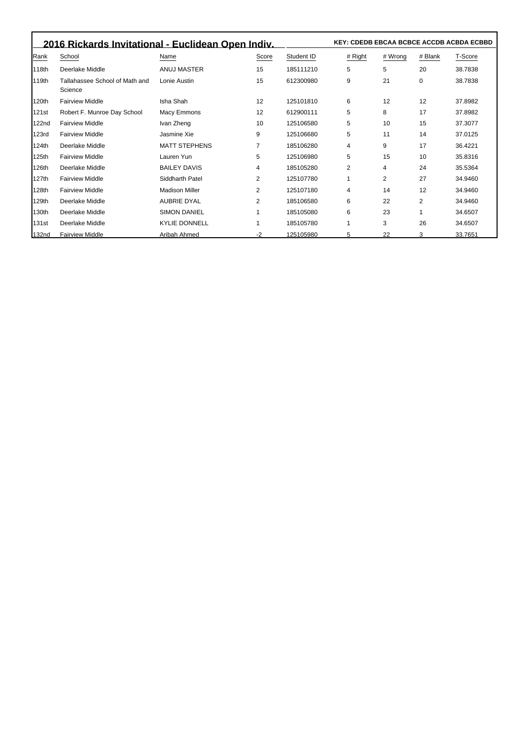## 2016 Rickards Invitational - Euclidean Open Indiv.

**KEY: CDEDB EBCAA BCBCE ACCDB ACBDA ECBBD**

| Rank | School | Name | Score | Student ID | # Right | # Wrong | # Blank | T-Score |
|---|---|---|---|---|---|---|---|---|
| 118th | Deerlake Middle | ANUJ MASTER | 15 | 185111210 | 5 | 5 | 20 | 38.7838 |
| 119th | Tallahassee School of Math and Science | Lonie Austin | 15 | 612300980 | 9 | 21 | 0 | 38.7838 |
| 120th | Fairview Middle | Isha Shah | 12 | 125101810 | 6 | 12 | 12 | 37.8982 |
| 121st | Robert F. Munroe Day School | Macy Emmons | 12 | 612900111 | 5 | 8 | 17 | 37.8982 |
| 122nd | Fairview Middle | Ivan Zheng | 10 | 125106580 | 5 | 10 | 15 | 37.3077 |
| 123rd | Fairview Middle | Jasmine Xie | 9 | 125106680 | 5 | 11 | 14 | 37.0125 |
| 124th | Deerlake Middle | MATT STEPHENS | 7 | 185106280 | 4 | 9 | 17 | 36.4221 |
| 125th | Fairview Middle | Lauren Yun | 5 | 125106980 | 5 | 15 | 10 | 35.8316 |
| 126th | Deerlake Middle | BAILEY DAVIS | 4 | 185105280 | 2 | 4 | 24 | 35.5364 |
| 127th | Fairview Middle | Siddharth Patel | 2 | 125107780 | 1 | 2 | 27 | 34.9460 |
| 128th | Fairview Middle | Madison Miller | 2 | 125107180 | 4 | 14 | 12 | 34.9460 |
| 129th | Deerlake Middle | AUBRIE DYAL | 2 | 185106580 | 6 | 22 | 2 | 34.9460 |
| 130th | Deerlake Middle | SIMON DANIEL | 1 | 185105080 | 6 | 23 | 1 | 34.6507 |
| 131st | Deerlake Middle | KYLIE DONNELL | 1 | 185105780 | 1 | 3 | 26 | 34.6507 |
| 132nd | Fairview Middle | Aribah Ahmed | -2 | 125105980 | 5 | 22 | 3 | 33.7651 |